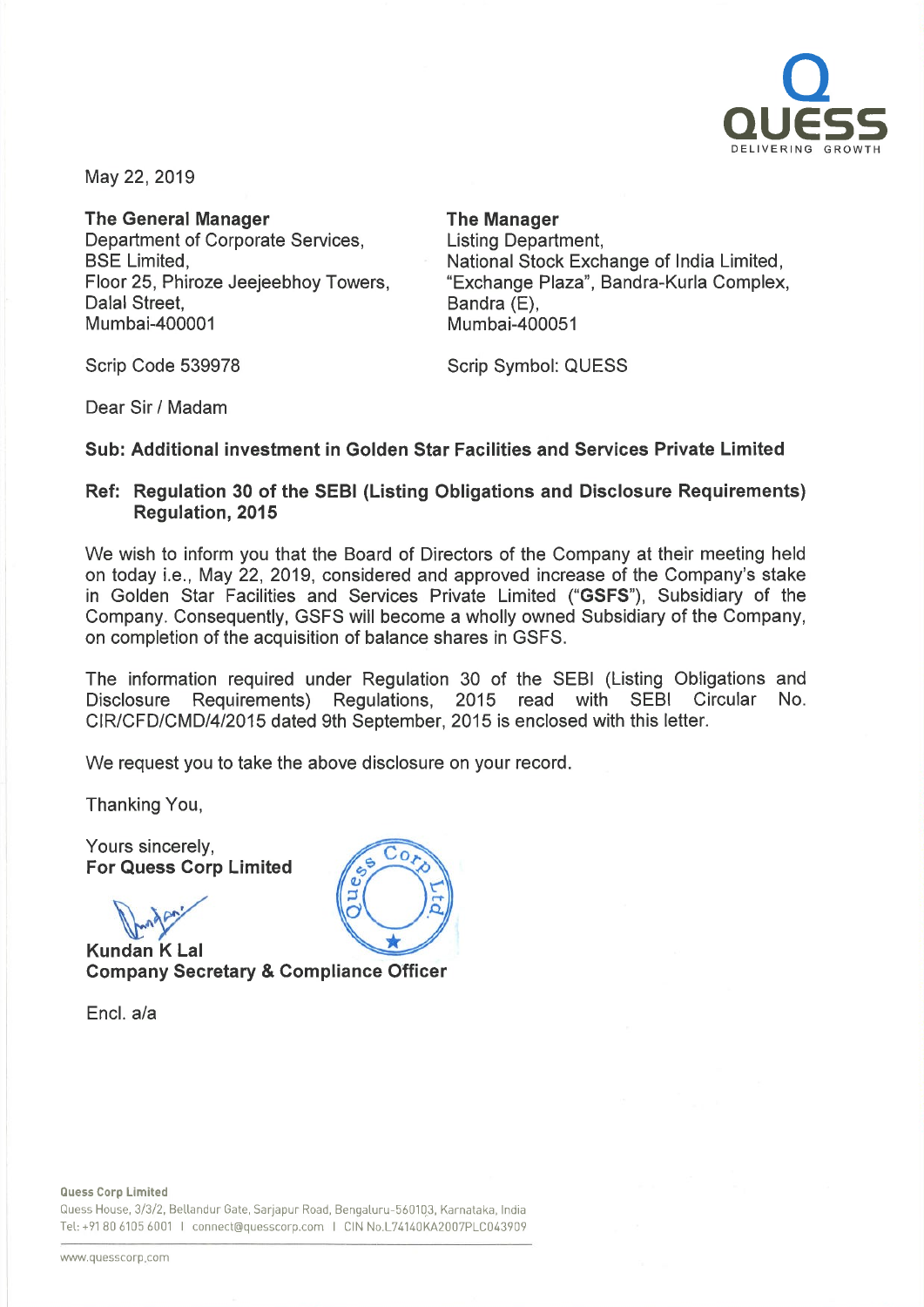May 22, 2019

**The General Manager**
Department of Corporate Services,
BSE Limited,
Floor 25, Phiroze Jeejeebhoy Towers,
Dalal Street,
Mumbai-400001

Scrip Code 539978

**The Manager**
Listing Department,
National Stock Exchange of India Limited,
"Exchange Plaza", Bandra-Kurla Complex,
Bandra (E),
Mumbai-400051

Scrip Symbol: QUESS

Dear Sir / Madam

**Sub: Additional investment in Golden Star Facilities and Services Private Limited**

**Ref: Regulation 30 of the SEBI (Listing Obligations and Disclosure Requirements) Regulation, 2015**

We wish to inform you that the Board of Directors of the Company at their meeting held on today i.e., May 22, 2019, considered and approved increase of the Company's stake in Golden Star Facilities and Services Private Limited ("**GSFS**"), Subsidiary of the Company. Consequently, GSFS will become a wholly owned Subsidiary of the Company, on completion of the acquisition of balance shares in GSFS.

The information required under Regulation 30 of the SEBI (Listing Obligations and Disclosure Requirements) Regulations, 2015 read with SEBI Circular No. CIR/CFD/CMD/4/2015 dated 9th September, 2015 is enclosed with this letter.

We request you to take the above disclosure on your record.

Thanking You,

Yours sincerely,
**For Quess Corp Limited**

**Kundan K Lal**
**Company Secretary & Compliance Officer**

Encl. a/a

**Quess Corp Limited**
Quess House, 3/3/2, Bellandur Gate, Sarjapur Road, Bengaluru-560103, Karnataka, India
Tel: +91 80 6105 6001 | connect@quesscorp.com | CIN No.L74140KA2007PLC043909

www.quesscorp.com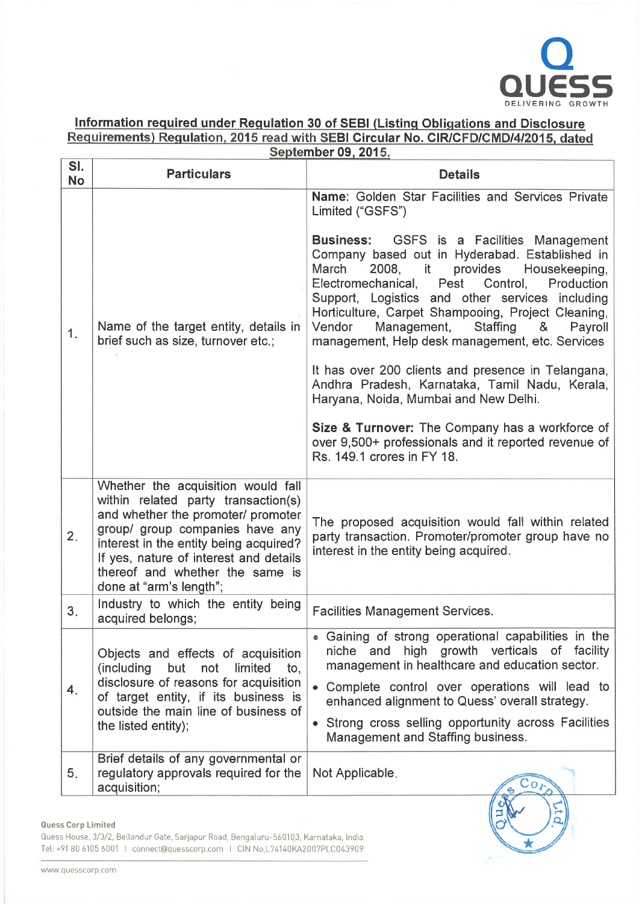## Information required under Regulation 30 of SEBI (Listing Obligations and Disclosure Requirements) Regulation, 2015 read with SEBI Circular No. CIR/CFD/CMD/4/2015, dated September 09, 2015.

| Sl. No | Particulars | Details |
|---|---|---|
| 1. | Name of the target entity, details in brief such as size, turnover etc.; | **Name**: Golden Star Facilities and Services Private Limited ("GSFS")<br><br>**Business**: GSFS is a Facilities Management Company based out in Hyderabad. Established in March 2008, it provides Housekeeping, Electromechanical, Pest Control, Production Support, Logistics and other services including Horticulture, Carpet Shampooing, Project Cleaning, Vendor Management, Staffing & Payroll management, Help desk management, etc. Services<br><br>It has over 200 clients and presence in Telangana, Andhra Pradesh, Karnataka, Tamil Nadu, Kerala, Haryana, Noida, Mumbai and New Delhi.<br><br>**Size & Turnover:** The Company has a workforce of over 9,500+ professionals and it reported revenue of Rs. 149.1 crores in FY 18. |
| 2. | Whether the acquisition would fall within related party transaction(s) and whether the promoter/ promoter group/ group companies have any interest in the entity being acquired? If yes, nature of interest and details thereof and whether the same is done at "arm's length"; | The proposed acquisition would fall within related party transaction. Promoter/promoter group have no interest in the entity being acquired. |
| 3. | Industry to which the entity being acquired belongs; | Facilities Management Services. |
| 4. | Objects and effects of acquisition (including but not limited to, disclosure of reasons for acquisition of target entity, if its business is outside the main line of business of the listed entity); | • Gaining of strong operational capabilities in the niche and high growth verticals of facility management in healthcare and education sector.<br>• Complete control over operations will lead to enhanced alignment to Quess' overall strategy.<br>• Strong cross selling opportunity across Facilities Management and Staffing business. |
| 5. | Brief details of any governmental or regulatory approvals required for the acquisition; | Not Applicable. |

**Quess Corp Limited**
Quess House, 3/3/2, Bellandur Gate, Sarjapur Road, Bengaluru-560103, Karnataka, India
Tel: +91 80 6105 6001 | connect@quesscorp.com | CIN No.L74140KA2007PLC043909

www.quesscorp.com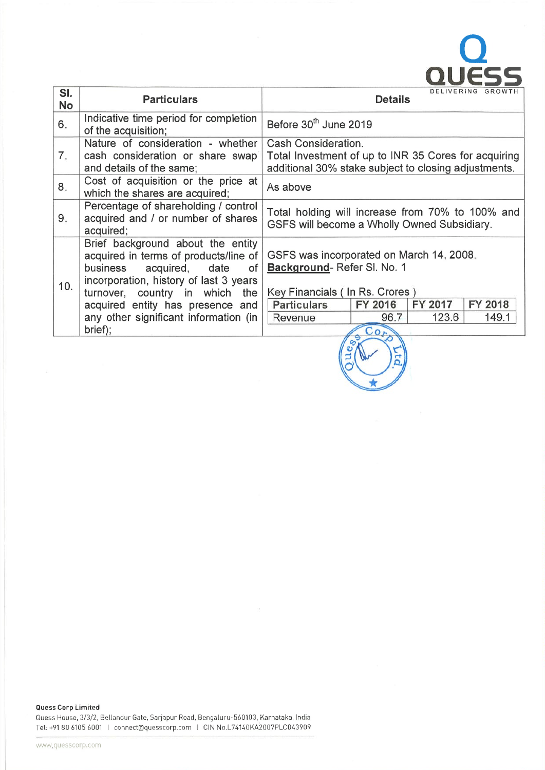| Sl. No | Particulars | Details |
|---|---|---|
| 6. | Indicative time period for completion of the acquisition; | Before 30th June 2019 |
| 7. | Nature of consideration - whether cash consideration or share swap and details of the same; | Cash Consideration. Total Investment of up to INR 35 Cores for acquiring additional 30% stake subject to closing adjustments. |
| 8. | Cost of acquisition or the price at which the shares are acquired; | As above |
| 9. | Percentage of shareholding / control acquired and / or number of shares acquired; | Total holding will increase from 70% to 100% and GSFS will become a Wholly Owned Subsidiary. |
| 10. | Brief background about the entity acquired in terms of products/line of business acquired, date of incorporation, history of last 3 years turnover, country in which the acquired entity has presence and any other significant information (in brief); | GSFS was incorporated on March 14, 2008. **Background**- Refer Sl. No. 1<br><br>Key Financials ( In Rs. Crores )<br>Particulars: FY 2016 / FY 2017 / FY 2018<br>Revenue: 96.7 / 123.6 / 149.1 |

**Quess Corp Limited**
Quess House, 3/3/2, Bellandur Gate, Sarjapur Road, Bengaluru-560103, Karnataka, India
Tel: +91 80 6105 6001 | connect@quesscorp.com | CIN No.L74140KA2007PLC043909

www.quesscorp.com